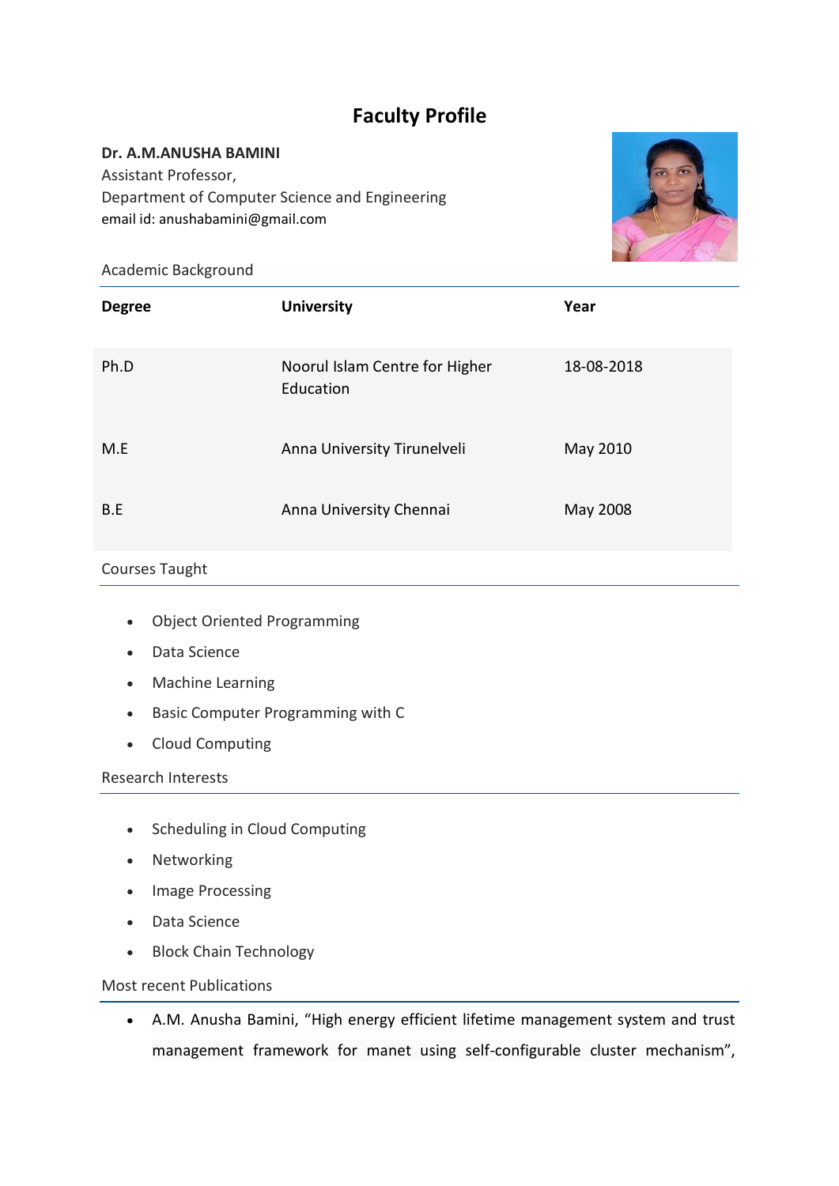# Faculty Profile

**Dr. A.M.ANUSHA BAMINI**
Assistant Professor,
Department of Computer Science and Engineering
email id: anushabamini@gmail.com

## Academic Background

| Degree | University | Year |
|---|---|---|
| Ph.D | Noorul Islam Centre for Higher Education | 18-08-2018 |
| M.E | Anna University Tirunelveli | May 2010 |
| B.E | Anna University Chennai | May 2008 |

## Courses Taught

- Object Oriented Programming
- Data Science
- Machine Learning
- Basic Computer Programming with C
- Cloud Computing

## Research Interests

- Scheduling in Cloud Computing
- Networking
- Image Processing
- Data Science
- Block Chain Technology

## Most recent Publications

- A.M. Anusha Bamini, "High energy efficient lifetime management system and trust management framework for manet using self-configurable cluster mechanism",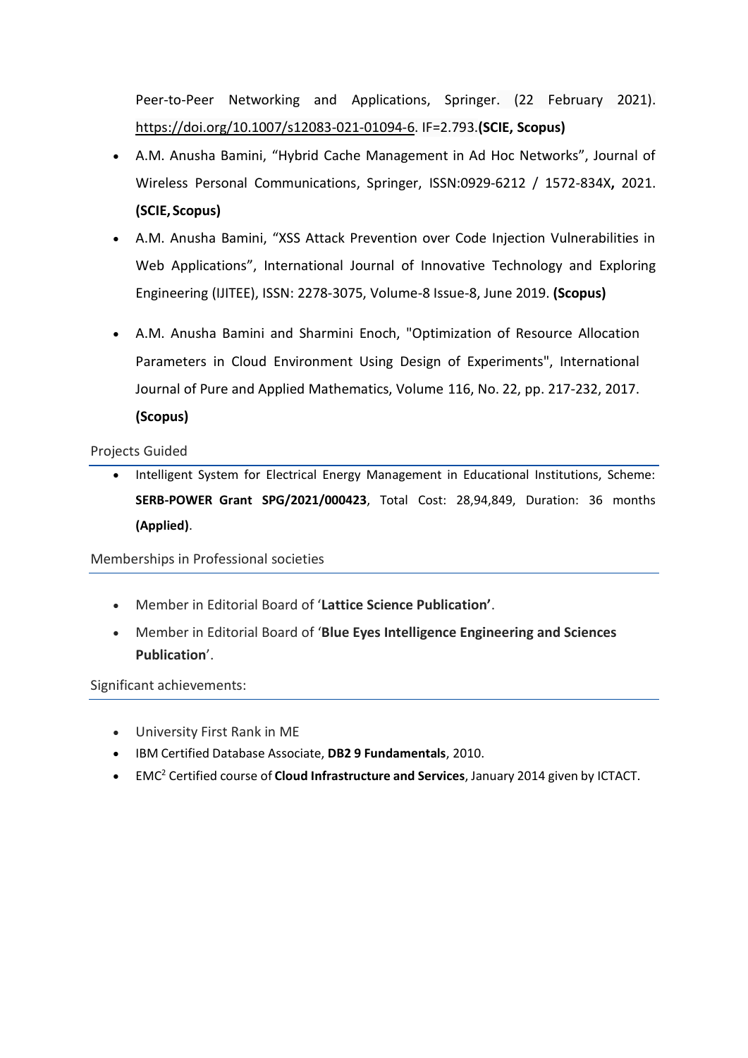Peer-to-Peer Networking and Applications, Springer. (22 February 2021). https://doi.org/10.1007/s12083-021-01094-6. IF=2.793.**(SCIE, Scopus)**

- A.M. Anusha Bamini, "Hybrid Cache Management in Ad Hoc Networks", Journal of Wireless Personal Communications, Springer, ISSN:0929-6212 / 1572-834X**,** 2021. **(SCIE, Scopus)**
- A.M. Anusha Bamini, "XSS Attack Prevention over Code Injection Vulnerabilities in Web Applications", International Journal of Innovative Technology and Exploring Engineering (IJITEE), ISSN: 2278-3075, Volume-8 Issue-8, June 2019. **(Scopus)**
- A.M. Anusha Bamini and Sharmini Enoch, "Optimization of Resource Allocation Parameters in Cloud Environment Using Design of Experiments", International Journal of Pure and Applied Mathematics, Volume 116, No. 22, pp. 217-232, 2017. **(Scopus)**

## Projects Guided

- Intelligent System for Electrical Energy Management in Educational Institutions, Scheme: **SERB-POWER Grant SPG/2021/000423**, Total Cost: 28,94,849, Duration: 36 months **(Applied)**.

## Memberships in Professional societies

- Member in Editorial Board of '**Lattice Science Publication'**.
- Member in Editorial Board of '**Blue Eyes Intelligence Engineering and Sciences Publication**'.

## Significant achievements:

- University First Rank in ME
- IBM Certified Database Associate, **DB2 9 Fundamentals**, 2010.
- $EMC^2$ Certified course of **Cloud Infrastructure and Services**, January 2014 given by ICTACT.